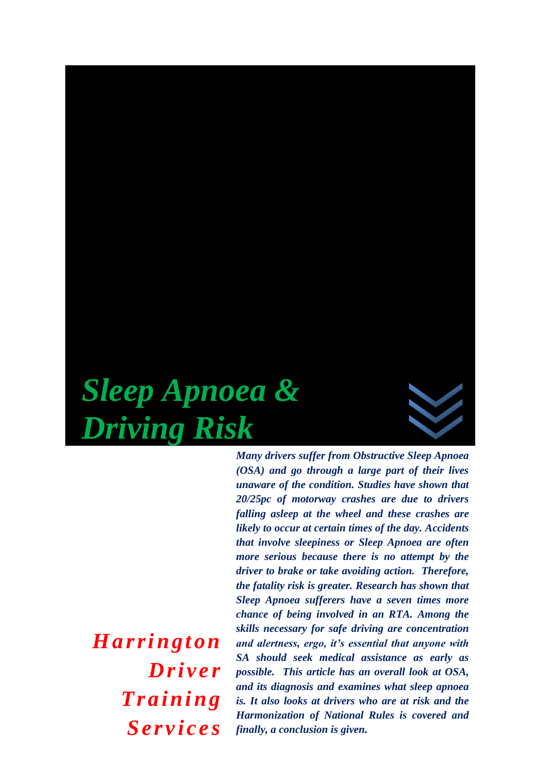# *Sleep Apnoea & Driving Risk*

***Harrington Driver Training Services***

***Many drivers suffer from Obstructive Sleep Apnoea (OSA) and go through a large part of their lives unaware of the condition. Studies have shown that 20/25pc of motorway crashes are due to drivers falling asleep at the wheel and these crashes are likely to occur at certain times of the day. Accidents that involve sleepiness or Sleep Apnoea are often more serious because there is no attempt by the driver to brake or take avoiding action. Therefore, the fatality risk is greater. Research has shown that Sleep Apnoea sufferers have a seven times more chance of being involved in an RTA. Among the skills necessary for safe driving are concentration and alertness, ergo, it's essential that anyone with SA should seek medical assistance as early as possible. This article has an overall look at OSA, and its diagnosis and examines what sleep apnoea is. It also looks at drivers who are at risk and the Harmonization of National Rules is covered and finally, a conclusion is given.***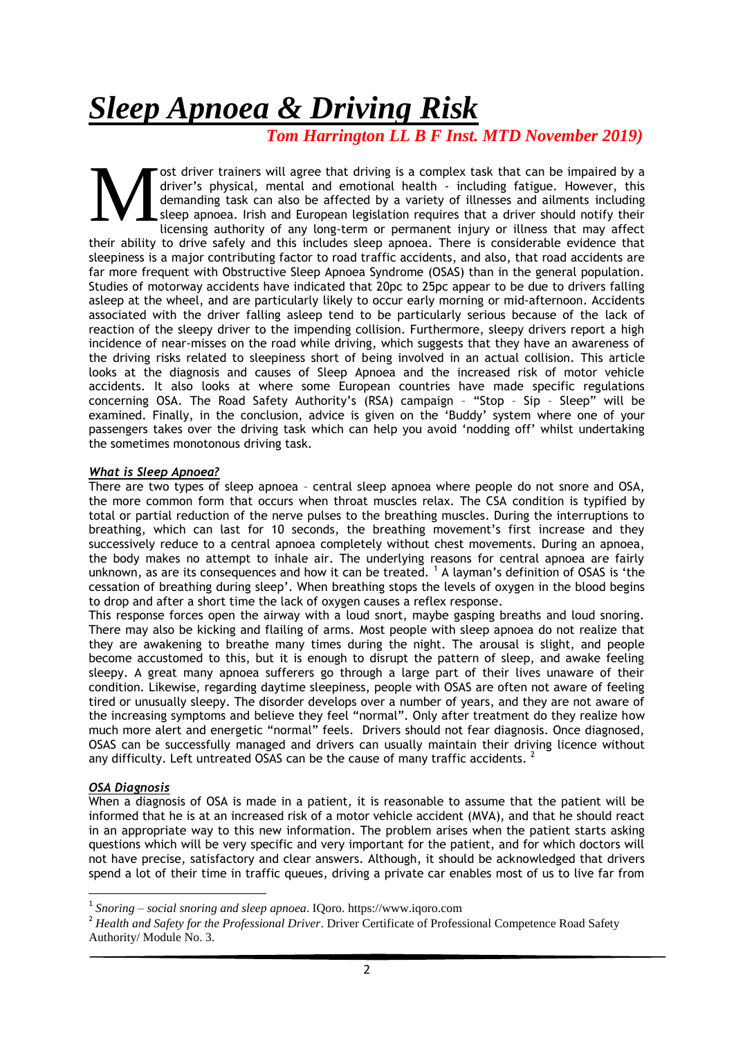# *Sleep Apnoea & Driving Risk*

***Tom Harrington LL B F Inst. MTD November 2019)***

Most driver trainers will agree that driving is a complex task that can be impaired by a driver's physical, mental and emotional health - including fatigue. However, this demanding task can also be affected by a variety of illnesses and ailments including sleep apnoea. Irish and European legislation requires that a driver should notify their licensing authority of any long-term or permanent injury or illness that may affect their ability to drive safely and this includes sleep apnoea. There is considerable evidence that sleepiness is a major contributing factor to road traffic accidents, and also, that road accidents are far more frequent with Obstructive Sleep Apnoea Syndrome (OSAS) than in the general population. Studies of motorway accidents have indicated that 20pc to 25pc appear to be due to drivers falling asleep at the wheel, and are particularly likely to occur early morning or mid-afternoon. Accidents associated with the driver falling asleep tend to be particularly serious because of the lack of reaction of the sleepy driver to the impending collision. Furthermore, sleepy drivers report a high incidence of near-misses on the road while driving, which suggests that they have an awareness of the driving risks related to sleepiness short of being involved in an actual collision. This article looks at the diagnosis and causes of Sleep Apnoea and the increased risk of motor vehicle accidents. It also looks at where some European countries have made specific regulations concerning OSA. The Road Safety Authority's (RSA) campaign – "Stop – Sip – Sleep" will be examined. Finally, in the conclusion, advice is given on the 'Buddy' system where one of your passengers takes over the driving task which can help you avoid 'nodding off' whilst undertaking the sometimes monotonous driving task.

### ***What is Sleep Apnoea?***

There are two types of sleep apnoea – central sleep apnoea where people do not snore and OSA, the more common form that occurs when throat muscles relax. The CSA condition is typified by total or partial reduction of the nerve pulses to the breathing muscles. During the interruptions to breathing, which can last for 10 seconds, the breathing movement's first increase and they successively reduce to a central apnoea completely without chest movements. During an apnoea, the body makes no attempt to inhale air. The underlying reasons for central apnoea are fairly unknown, as are its consequences and how it can be treated. [1] A layman's definition of OSAS is 'the cessation of breathing during sleep'. When breathing stops the levels of oxygen in the blood begins to drop and after a short time the lack of oxygen causes a reflex response.

This response forces open the airway with a loud snort, maybe gasping breaths and loud snoring. There may also be kicking and flailing of arms. Most people with sleep apnoea do not realize that they are awakening to breathe many times during the night. The arousal is slight, and people become accustomed to this, but it is enough to disrupt the pattern of sleep, and awake feeling sleepy. A great many apnoea sufferers go through a large part of their lives unaware of their condition. Likewise, regarding daytime sleepiness, people with OSAS are often not aware of feeling tired or unusually sleepy. The disorder develops over a number of years, and they are not aware of the increasing symptoms and believe they feel "normal". Only after treatment do they realize how much more alert and energetic "normal" feels. Drivers should not fear diagnosis. Once diagnosed, OSAS can be successfully managed and drivers can usually maintain their driving licence without any difficulty. Left untreated OSAS can be the cause of many traffic accidents. [2]

### ***OSA Diagnosis***

When a diagnosis of OSA is made in a patient, it is reasonable to assume that the patient will be informed that he is at an increased risk of a motor vehicle accident (MVA), and that he should react in an appropriate way to this new information. The problem arises when the patient starts asking questions which will be very specific and very important for the patient, and for which doctors will not have precise, satisfactory and clear answers. Although, it should be acknowledged that drivers spend a lot of their time in traffic queues, driving a private car enables most of us to live far from

---

[1] *Snoring – social snoring and sleep apnoea*. IQoro. https://www.iqoro.com

[2] *Health and Safety for the Professional Driver*. Driver Certificate of Professional Competence Road Safety Authority/ Module No. 3.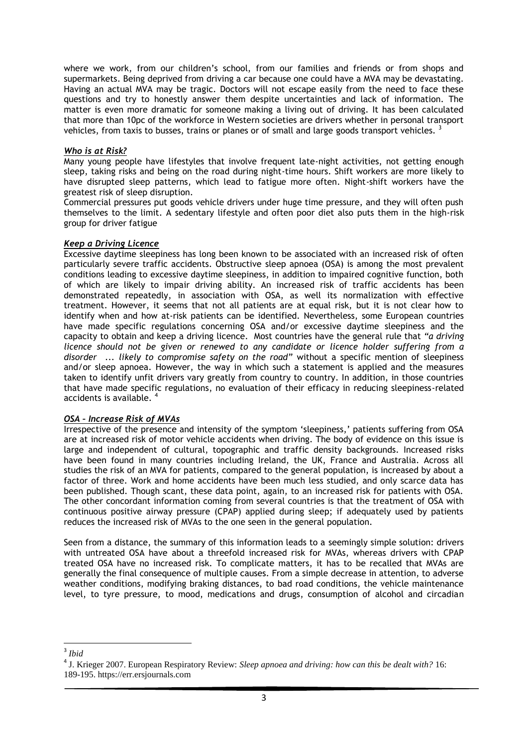where we work, from our children's school, from our families and friends or from shops and supermarkets. Being deprived from driving a car because one could have a MVA may be devastating. Having an actual MVA may be tragic. Doctors will not escape easily from the need to face these questions and try to honestly answer them despite uncertainties and lack of information. The matter is even more dramatic for someone making a living out of driving. It has been calculated that more than 10pc of the workforce in Western societies are drivers whether in personal transport vehicles, from taxis to busses, trains or planes or of small and large goods transport vehicles. [3]

### ***Who is at Risk?***

Many young people have lifestyles that involve frequent late-night activities, not getting enough sleep, taking risks and being on the road during night-time hours. Shift workers are more likely to have disrupted sleep patterns, which lead to fatigue more often. Night-shift workers have the greatest risk of sleep disruption.

Commercial pressures put goods vehicle drivers under huge time pressure, and they will often push themselves to the limit. A sedentary lifestyle and often poor diet also puts them in the high-risk group for driver fatigue

### ***Keep a Driving Licence***

Excessive daytime sleepiness has long been known to be associated with an increased risk of often particularly severe traffic accidents. Obstructive sleep apnoea (OSA) is among the most prevalent conditions leading to excessive daytime sleepiness, in addition to impaired cognitive function, both of which are likely to impair driving ability. An increased risk of traffic accidents has been demonstrated repeatedly, in association with OSA, as well its normalization with effective treatment. However, it seems that not all patients are at equal risk, but it is not clear how to identify when and how at-risk patients can be identified. Nevertheless, some European countries have made specific regulations concerning OSA and/or excessive daytime sleepiness and the capacity to obtain and keep a driving licence. Most countries have the general rule that "*a driving licence should not be given or renewed to any candidate or licence holder suffering from a disorder ... likely to compromise safety on the road*" without a specific mention of sleepiness and/or sleep apnoea. However, the way in which such a statement is applied and the measures taken to identify unfit drivers vary greatly from country to country. In addition, in those countries that have made specific regulations, no evaluation of their efficacy in reducing sleepiness-related accidents is available. [4]

### ***OSA – Increase Risk of MVAs***

Irrespective of the presence and intensity of the symptom 'sleepiness,' patients suffering from OSA are at increased risk of motor vehicle accidents when driving. The body of evidence on this issue is large and independent of cultural, topographic and traffic density backgrounds. Increased risks have been found in many countries including Ireland, the UK, France and Australia. Across all studies the risk of an MVA for patients, compared to the general population, is increased by about a factor of three. Work and home accidents have been much less studied, and only scarce data has been published. Though scant, these data point, again, to an increased risk for patients with OSA. The other concordant information coming from several countries is that the treatment of OSA with continuous positive airway pressure (CPAP) applied during sleep; if adequately used by patients reduces the increased risk of MVAs to the one seen in the general population.

Seen from a distance, the summary of this information leads to a seemingly simple solution: drivers with untreated OSA have about a threefold increased risk for MVAs, whereas drivers with CPAP treated OSA have no increased risk. To complicate matters, it has to be recalled that MVAs are generally the final consequence of multiple causes. From a simple decrease in attention, to adverse weather conditions, modifying braking distances, to bad road conditions, the vehicle maintenance level, to tyre pressure, to mood, medications and drugs, consumption of alcohol and circadian

---

[3] *Ibid*

[4] J. Krieger 2007. European Respiratory Review: *Sleep apnoea and driving: how can this be dealt with?* 16: 189-195. https://err.ersjournals.com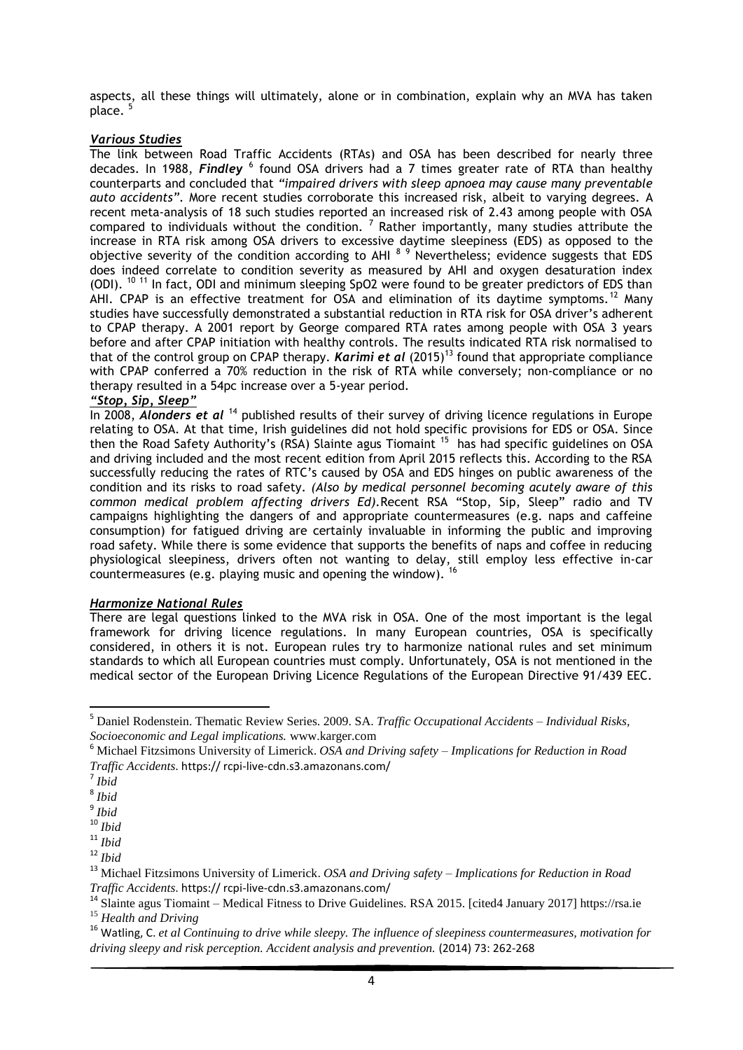aspects, all these things will ultimately, alone or in combination, explain why an MVA has taken place. [5]

***Various Studies***

The link between Road Traffic Accidents (RTAs) and OSA has been described for nearly three decades. In 1988, ***Findley*** [6] found OSA drivers had a 7 times greater rate of RTA than healthy counterparts and concluded that *"impaired drivers with sleep apnoea may cause many preventable auto accidents"*. More recent studies corroborate this increased risk, albeit to varying degrees. A recent meta-analysis of 18 such studies reported an increased risk of 2.43 among people with OSA compared to individuals without the condition. [7] Rather importantly, many studies attribute the increase in RTA risk among OSA drivers to excessive daytime sleepiness (EDS) as opposed to the objective severity of the condition according to AHI [8] [9] Nevertheless; evidence suggests that EDS does indeed correlate to condition severity as measured by AHI and oxygen desaturation index (ODI). [10] [11] In fact, ODI and minimum sleeping SpO2 were found to be greater predictors of EDS than AHI. CPAP is an effective treatment for OSA and elimination of its daytime symptoms.[12] Many studies have successfully demonstrated a substantial reduction in RTA risk for OSA driver's adherent to CPAP therapy. A 2001 report by George compared RTA rates among people with OSA 3 years before and after CPAP initiation with healthy controls. The results indicated RTA risk normalised to that of the control group on CPAP therapy. ***Karimi et al*** (2015)[13] found that appropriate compliance with CPAP conferred a 70% reduction in the risk of RTA while conversely; non-compliance or no therapy resulted in a 54pc increase over a 5-year period.

***"Stop, Sip, Sleep"***

In 2008, ***Alonders et al*** [14] published results of their survey of driving licence regulations in Europe relating to OSA. At that time, Irish guidelines did not hold specific provisions for EDS or OSA. Since then the Road Safety Authority's (RSA) Slainte agus Tiomaint [15] has had specific guidelines on OSA and driving included and the most recent edition from April 2015 reflects this. According to the RSA successfully reducing the rates of RTC's caused by OSA and EDS hinges on public awareness of the condition and its risks to road safety. *(Also by medical personnel becoming acutely aware of this common medical problem affecting drivers Ed).*Recent RSA "Stop, Sip, Sleep" radio and TV campaigns highlighting the dangers of and appropriate countermeasures (e.g. naps and caffeine consumption) for fatigued driving are certainly invaluable in informing the public and improving road safety. While there is some evidence that supports the benefits of naps and coffee in reducing physiological sleepiness, drivers often not wanting to delay, still employ less effective in-car countermeasures (e.g. playing music and opening the window). [16]

***Harmonize National Rules***

There are legal questions linked to the MVA risk in OSA. One of the most important is the legal framework for driving licence regulations. In many European countries, OSA is specifically considered, in others it is not. European rules try to harmonize national rules and set minimum standards to which all European countries must comply. Unfortunately, OSA is not mentioned in the medical sector of the European Driving Licence Regulations of the European Directive 91/439 EEC.

---

[5] Daniel Rodenstein. Thematic Review Series. 2009. SA. *Traffic Occupational Accidents – Individual Risks, Socioeconomic and Legal implications.* www.karger.com

[6] Michael Fitzsimons University of Limerick. *OSA and Driving safety – Implications for Reduction in Road Traffic Accidents.* https:// rcpi-live-cdn.s3.amazonans.com/

[7] *Ibid*

[8] *Ibid*

[9] *Ibid*

[10] *Ibid*

[11] *Ibid*

[12] *Ibid*

[13] Michael Fitzsimons University of Limerick. *OSA and Driving safety – Implications for Reduction in Road Traffic Accidents.* https:// rcpi-live-cdn.s3.amazonans.com/

[14] Slainte agus Tiomaint – Medical Fitness to Drive Guidelines. RSA 2015. [cited4 January 2017] https://rsa.ie

[15] *Health and Driving*

[16] Watling, C. *et al Continuing to drive while sleepy. The influence of sleepiness countermeasures, motivation for driving sleepy and risk perception. Accident analysis and prevention.* (2014) 73: 262-268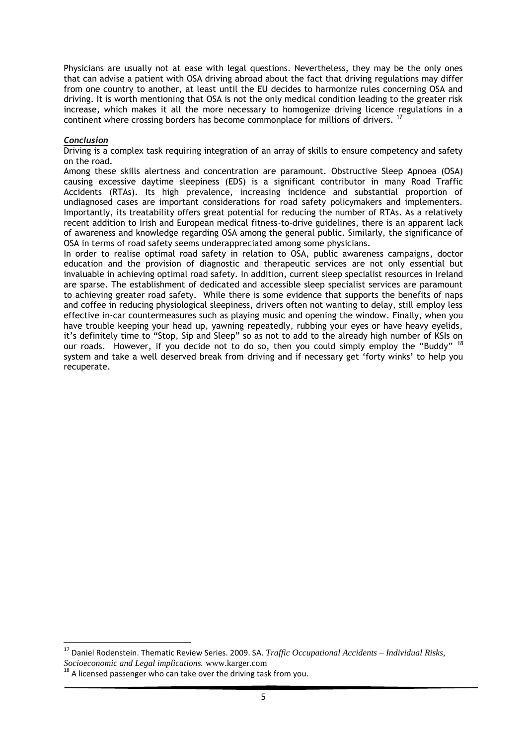Physicians are usually not at ease with legal questions. Nevertheless, they may be the only ones that can advise a patient with OSA driving abroad about the fact that driving regulations may differ from one country to another, at least until the EU decides to harmonize rules concerning OSA and driving. It is worth mentioning that OSA is not the only medical condition leading to the greater risk increase, which makes it all the more necessary to homogenize driving licence regulations in a continent where crossing borders has become commonplace for millions of drivers. [17]

***Conclusion***

Driving is a complex task requiring integration of an array of skills to ensure competency and safety on the road.

Among these skills alertness and concentration are paramount. Obstructive Sleep Apnoea (OSA) causing excessive daytime sleepiness (EDS) is a significant contributor in many Road Traffic Accidents (RTAs). Its high prevalence, increasing incidence and substantial proportion of undiagnosed cases are important considerations for road safety policymakers and implementers. Importantly, its treatability offers great potential for reducing the number of RTAs. As a relatively recent addition to Irish and European medical fitness-to-drive guidelines, there is an apparent lack of awareness and knowledge regarding OSA among the general public. Similarly, the significance of OSA in terms of road safety seems underappreciated among some physicians.

In order to realise optimal road safety in relation to OSA, public awareness campaigns, doctor education and the provision of diagnostic and therapeutic services are not only essential but invaluable in achieving optimal road safety. In addition, current sleep specialist resources in Ireland are sparse. The establishment of dedicated and accessible sleep specialist services are paramount to achieving greater road safety. While there is some evidence that supports the benefits of naps and coffee in reducing physiological sleepiness, drivers often not wanting to delay, still employ less effective in-car countermeasures such as playing music and opening the window. Finally, when you have trouble keeping your head up, yawning repeatedly, rubbing your eyes or have heavy eyelids, it's definitely time to "Stop, Sip and Sleep" so as not to add to the already high number of KSIs on our roads. However, if you decide not to do so, then you could simply employ the "Buddy" [18] system and take a well deserved break from driving and if necessary get 'forty winks' to help you recuperate.

---

[17] Daniel Rodenstein. Thematic Review Series. 2009. SA. *Traffic Occupational Accidents – Individual Risks, Socioeconomic and Legal implications.* www.karger.com

[18] A licensed passenger who can take over the driving task from you.